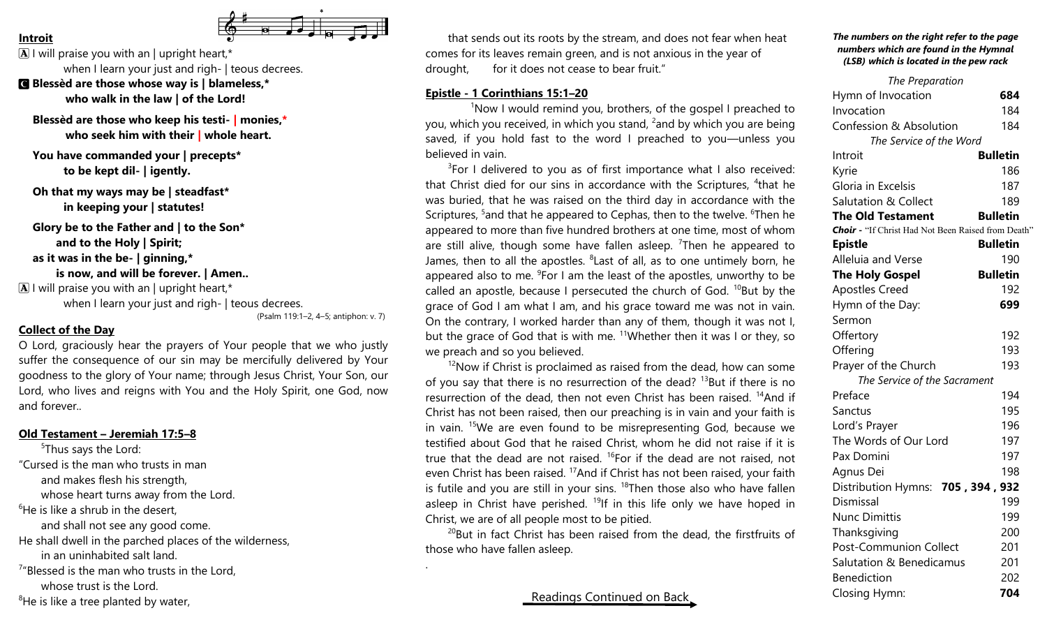**Introit**

A I will praise you with an | upright heart,*
when I learn your just and righ- | teous decrees.

C **Blessèd are those whose way is | blameless,***
**who walk in the law | of the Lord!**

**Blessèd are those who keep his testi- | monies,***
**who seek him with their | whole heart.**

**You have commanded your | precepts***
**to be kept dil- | igently.**

**Oh that my ways may be | steadfast***
**in keeping your | statutes!**

**Glory be to the Father and | to the Son***
**and to the Holy | Spirit;**
**as it was in the be- | ginning,***
**is now, and will be forever. | Amen..**

A I will praise you with an | upright heart,*
when I learn your just and righ- | teous decrees.

(Psalm 119:1–2, 4–5; antiphon: v. 7)

**Collect of the Day**

O Lord, graciously hear the prayers of Your people that we who justly suffer the consequence of our sin may be mercifully delivered by Your goodness to the glory of Your name; through Jesus Christ, Your Son, our Lord, who lives and reigns with You and the Holy Spirit, one God, now and forever..

**Old Testament – Jeremiah 17:5–8**

[5]Thus says the Lord:
"Cursed is the man who trusts in man
and makes flesh his strength,
whose heart turns away from the Lord.
[6]He is like a shrub in the desert,
and shall not see any good come.
He shall dwell in the parched places of the wilderness,
in an uninhabited salt land.
[7]"Blessed is the man who trusts in the Lord,
whose trust is the Lord.
[8]He is like a tree planted by water,
that sends out its roots by the stream, and does not fear when heat comes for its leaves remain green, and is not anxious in the year of drought, for it does not cease to bear fruit."

**Epistle - 1 Corinthians 15:1–20**

[1]Now I would remind you, brothers, of the gospel I preached to you, which you received, in which you stand, [2]and by which you are being saved, if you hold fast to the word I preached to you—unless you believed in vain.

[3]For I delivered to you as of first importance what I also received: that Christ died for our sins in accordance with the Scriptures, [4]that he was buried, that he was raised on the third day in accordance with the Scriptures, [5]and that he appeared to Cephas, then to the twelve. [6]Then he appeared to more than five hundred brothers at one time, most of whom are still alive, though some have fallen asleep. [7]Then he appeared to James, then to all the apostles. [8]Last of all, as to one untimely born, he appeared also to me. [9]For I am the least of the apostles, unworthy to be called an apostle, because I persecuted the church of God. [10]But by the grace of God I am what I am, and his grace toward me was not in vain. On the contrary, I worked harder than any of them, though it was not I, but the grace of God that is with me. [11]Whether then it was I or they, so we preach and so you believed.

[12]Now if Christ is proclaimed as raised from the dead, how can some of you say that there is no resurrection of the dead? [13]But if there is no resurrection of the dead, then not even Christ has been raised. [14]And if Christ has not been raised, then our preaching is in vain and your faith is in vain. [15]We are even found to be misrepresenting God, because we testified about God that he raised Christ, whom he did not raise if it is true that the dead are not raised. [16]For if the dead are not raised, not even Christ has been raised. [17]And if Christ has not been raised, your faith is futile and you are still in your sins. [18]Then those also who have fallen asleep in Christ have perished. [19]If in this life only we have hoped in Christ, we are of all people most to be pitied.

[20]But in fact Christ has been raised from the dead, the firstfruits of those who have fallen asleep.

Readings Continued on Back

***The numbers on the right refer to the page numbers which are found in the Hymnal (LSB) which is located in the pew rack***

*The Preparation*

| | |
|---|---|
| Hymn of Invocation | **684** |
| Invocation | 184 |
| Confession & Absolution | 184 |

*The Service of the Word*

| | |
|---|---|
| Introit | **Bulletin** |
| Kyrie | 186 |
| Gloria in Excelsis | 187 |
| Salutation & Collect | 189 |
| **The Old Testament** | **Bulletin** |
| ***Choir*** - "If Christ Had Not Been Raised from Death" | |
| **Epistle** | **Bulletin** |
| Alleluia and Verse | 190 |
| **The Holy Gospel** | **Bulletin** |
| Apostles Creed | 192 |
| Hymn of the Day: | **699** |
| Sermon | |
| Offertory | 192 |
| Offering | 193 |
| Prayer of the Church | 193 |

*The Service of the Sacrament*

| | |
|---|---|
| Preface | 194 |
| Sanctus | 195 |
| Lord's Prayer | 196 |
| The Words of Our Lord | 197 |
| Pax Domini | 197 |
| Agnus Dei | 198 |
| Distribution Hymns: | **705 , 394 , 932** |
| Dismissal | 199 |
| Nunc Dimittis | 199 |
| Thanksgiving | 200 |
| Post-Communion Collect | 201 |
| Salutation & Benedicamus | 201 |
| Benediction | 202 |
| Closing Hymn: | **704** |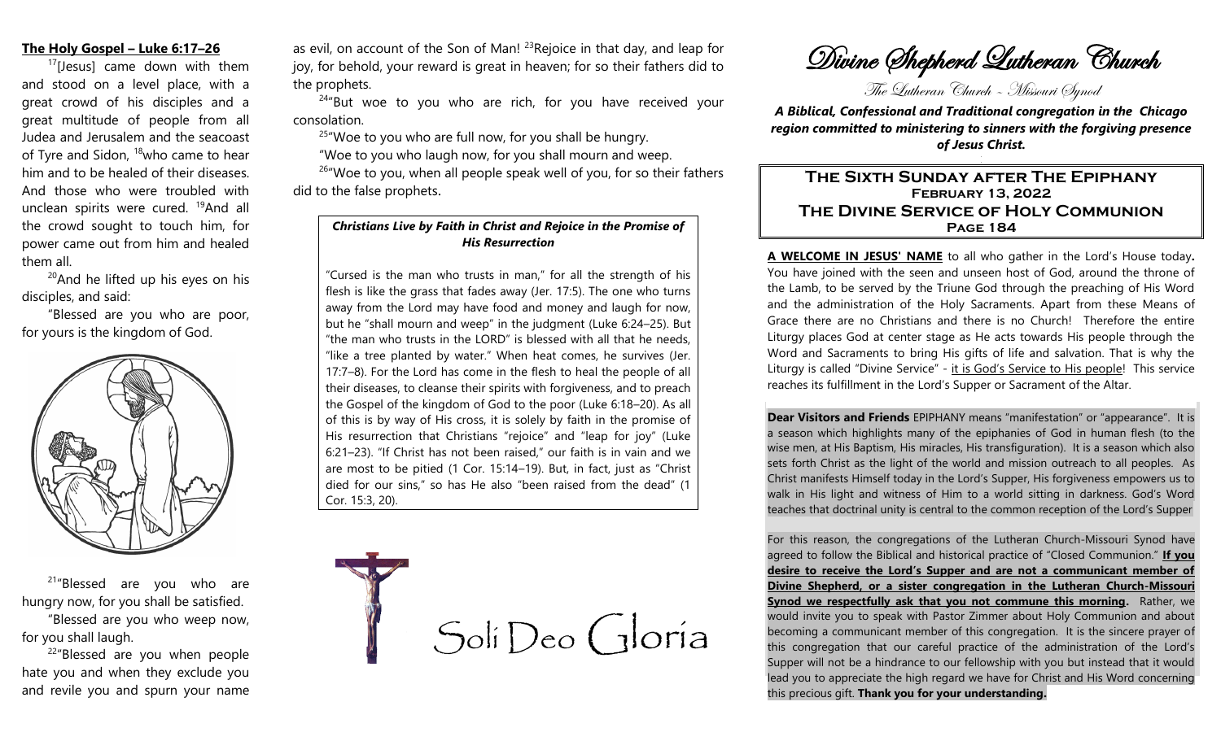**The Holy Gospel – Luke 6:17–26**

[17][Jesus] came down with them and stood on a level place, with a great crowd of his disciples and a great multitude of people from all Judea and Jerusalem and the seacoast of Tyre and Sidon, [18]who came to hear him and to be healed of their diseases. And those who were troubled with unclean spirits were cured. [19]And all the crowd sought to touch him, for power came out from him and healed them all.

[20]And he lifted up his eyes on his disciples, and said:

"Blessed are you who are poor, for yours is the kingdom of God.

[21]"Blessed are you who are hungry now, for you shall be satisfied.

"Blessed are you who weep now, for you shall laugh.

[22]"Blessed are you when people hate you and when they exclude you and revile you and spurn your name as evil, on account of the Son of Man! [23]Rejoice in that day, and leap for joy, for behold, your reward is great in heaven; for so their fathers did to the prophets.

[24]"But woe to you who are rich, for you have received your consolation.

[25]"Woe to you who are full now, for you shall be hungry.

"Woe to you who laugh now, for you shall mourn and weep.

[26]"Woe to you, when all people speak well of you, for so their fathers did to the false prophets.

***Christians Live by Faith in Christ and Rejoice in the Promise of His Resurrection***

"Cursed is the man who trusts in man," for all the strength of his flesh is like the grass that fades away (Jer. 17:5). The one who turns away from the Lord may have food and money and laugh for now, but he "shall mourn and weep" in the judgment (Luke 6:24–25). But "the man who trusts in the LORD" is blessed with all that he needs, "like a tree planted by water." When heat comes, he survives (Jer. 17:7–8). For the Lord has come in the flesh to heal the people of all their diseases, to cleanse their spirits with forgiveness, and to preach the Gospel of the kingdom of God to the poor (Luke 6:18–20). As all of this is by way of His cross, it is solely by faith in the promise of His resurrection that Christians "rejoice" and "leap for joy" (Luke 6:21–23). "If Christ has not been raised," our faith is in vain and we are most to be pitied (1 Cor. 15:14–19). But, in fact, just as "Christ died for our sins," so has He also "been raised from the dead" (1 Cor. 15:3, 20).

Soli Deo Gloria

# Divine Shepherd Lutheran Church

The Lutheran Church ~ Missouri Synod

***A Biblical, Confessional and Traditional congregation in the Chicago region committed to ministering to sinners with the forgiving presence of Jesus Christ.***

## The Sixth Sunday after The Epiphany
**February 13, 2022**
## The Divine Service of Holy Communion
**Page 184**

**A WELCOME IN JESUS' NAME** to all who gather in the Lord's House today**.** You have joined with the seen and unseen host of God, around the throne of the Lamb, to be served by the Triune God through the preaching of His Word and the administration of the Holy Sacraments. Apart from these Means of Grace there are no Christians and there is no Church! Therefore the entire Liturgy places God at center stage as He acts towards His people through the Word and Sacraments to bring His gifts of life and salvation. That is why the Liturgy is called "Divine Service" - it is God's Service to His people! This service reaches its fulfillment in the Lord's Supper or Sacrament of the Altar.

**Dear Visitors and Friends** EPIPHANY means "manifestation" or "appearance". It is a season which highlights many of the epiphanies of God in human flesh (to the wise men, at His Baptism, His miracles, His transfiguration). It is a season which also sets forth Christ as the light of the world and mission outreach to all peoples. As Christ manifests Himself today in the Lord's Supper, His forgiveness empowers us to walk in His light and witness of Him to a world sitting in darkness. God's Word teaches that doctrinal unity is central to the common reception of the Lord's Supper

For this reason, the congregations of the Lutheran Church-Missouri Synod have agreed to follow the Biblical and historical practice of "Closed Communion." **If you desire to receive the Lord's Supper and are not a communicant member of Divine Shepherd, or a sister congregation in the Lutheran Church-Missouri Synod we respectfully ask that you not commune this morning.** Rather, we would invite you to speak with Pastor Zimmer about Holy Communion and about becoming a communicant member of this congregation. It is the sincere prayer of this congregation that our careful practice of the administration of the Lord's Supper will not be a hindrance to our fellowship with you but instead that it would lead you to appreciate the high regard we have for Christ and His Word concerning this precious gift. **Thank you for your understanding.**